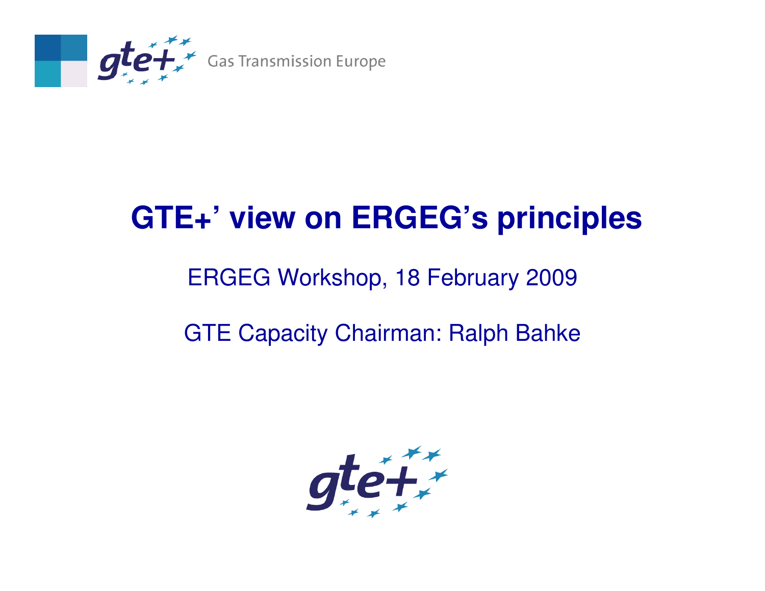# GTE+' view on ERGEG's principles

ERGEG Workshop, 18 February 2009

GTE Capacity Chairman: Ralph Bahke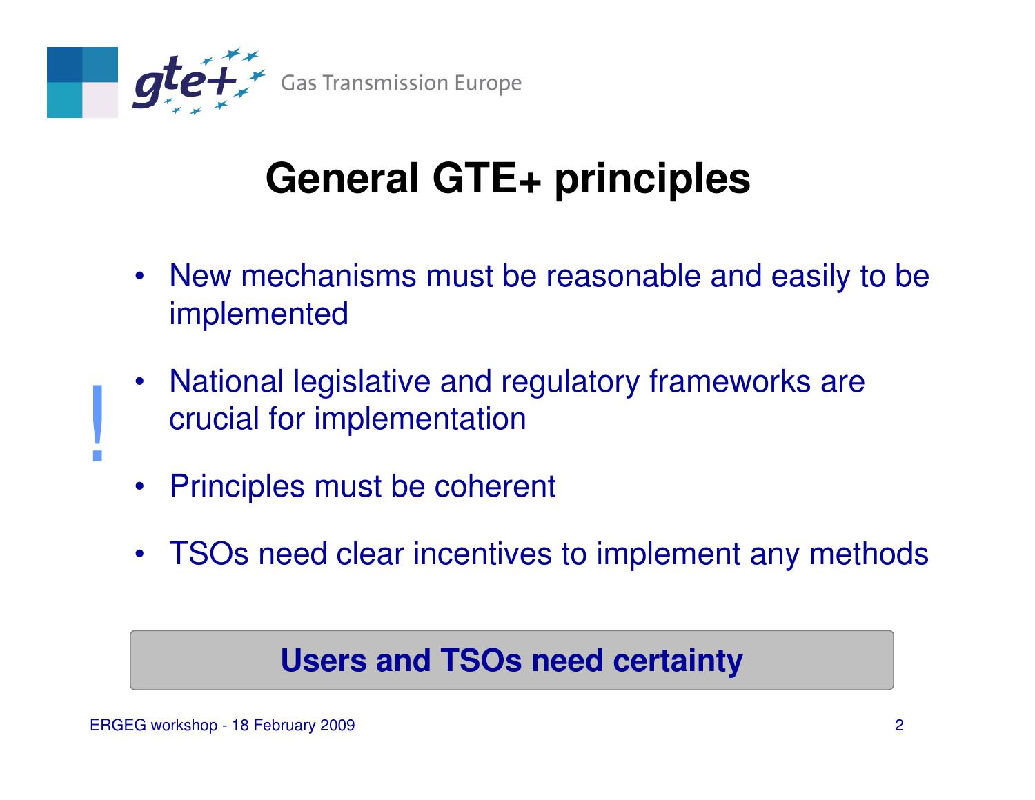# General GTE+ principles

- New mechanisms must be reasonable and easily to be implemented
- National legislative and regulatory frameworks are crucial for implementation
- Principles must be coherent
- TSOs need clear incentives to implement any methods

**Users and TSOs need certainty**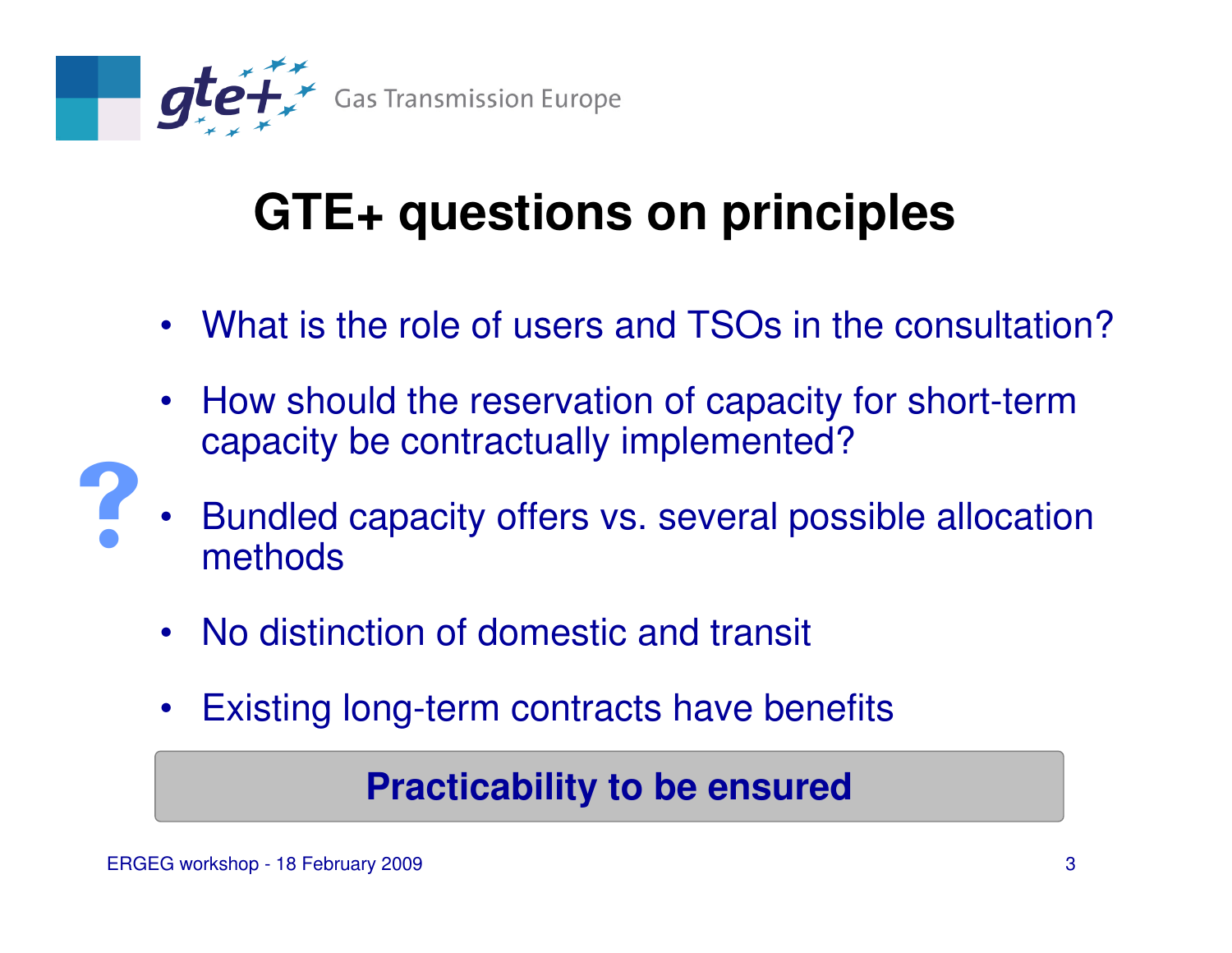# GTE+ questions on principles

- What is the role of users and TSOs in the consultation?
- How should the reservation of capacity for short-term capacity be contractually implemented?
- Bundled capacity offers vs. several possible allocation methods
- No distinction of domestic and transit
- Existing long-term contracts have benefits

**Practicability to be ensured**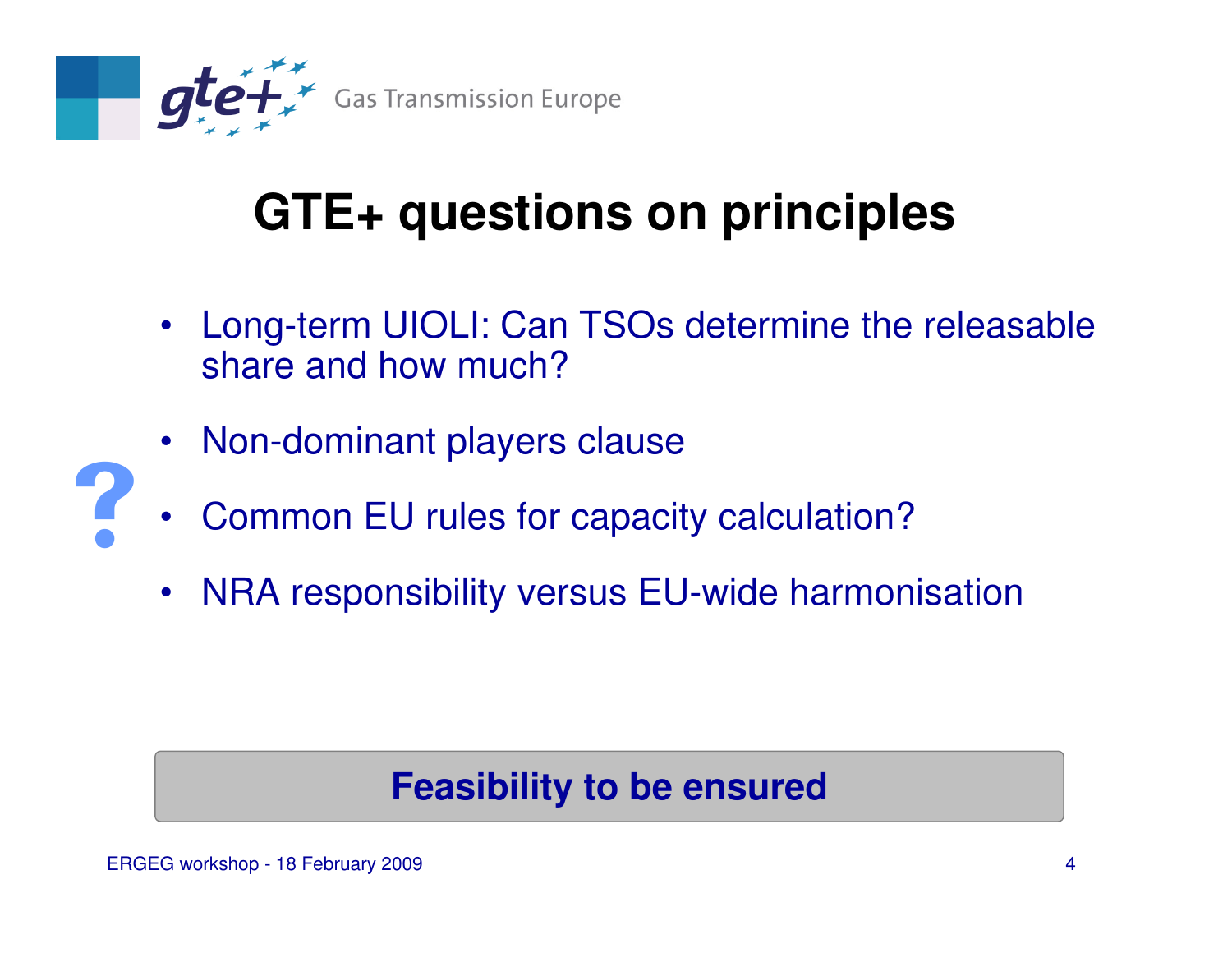# GTE+ questions on principles

- Long-term UIOLI: Can TSOs determine the releasable share and how much?
- Non-dominant players clause
- Common EU rules for capacity calculation?
- NRA responsibility versus EU-wide harmonisation

**Feasibility to be ensured**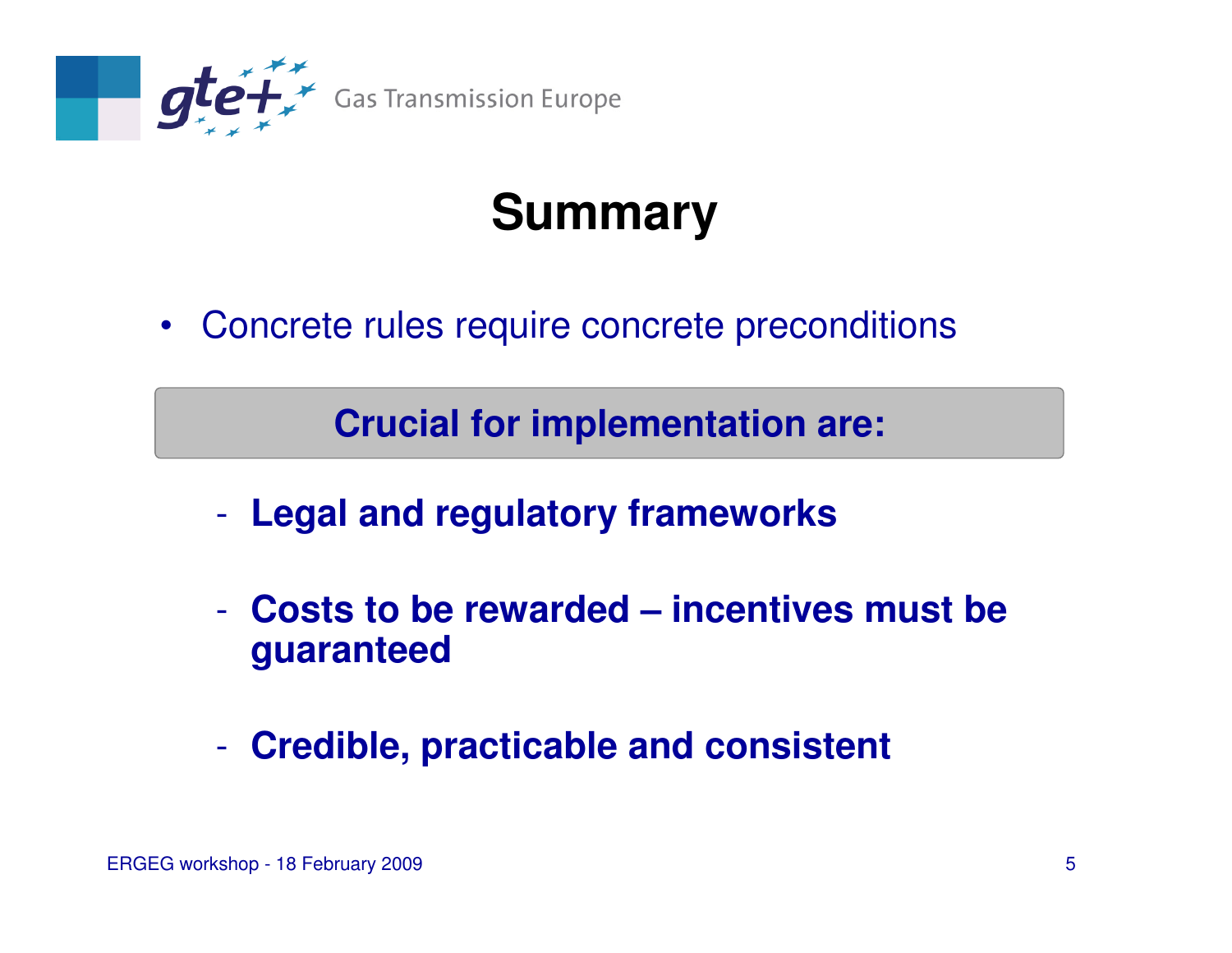# Summary

- Concrete rules require concrete preconditions

**Crucial for implementation are:**

- **Legal and regulatory frameworks**
- **Costs to be rewarded – incentives must be guaranteed**
- **Credible, practicable and consistent**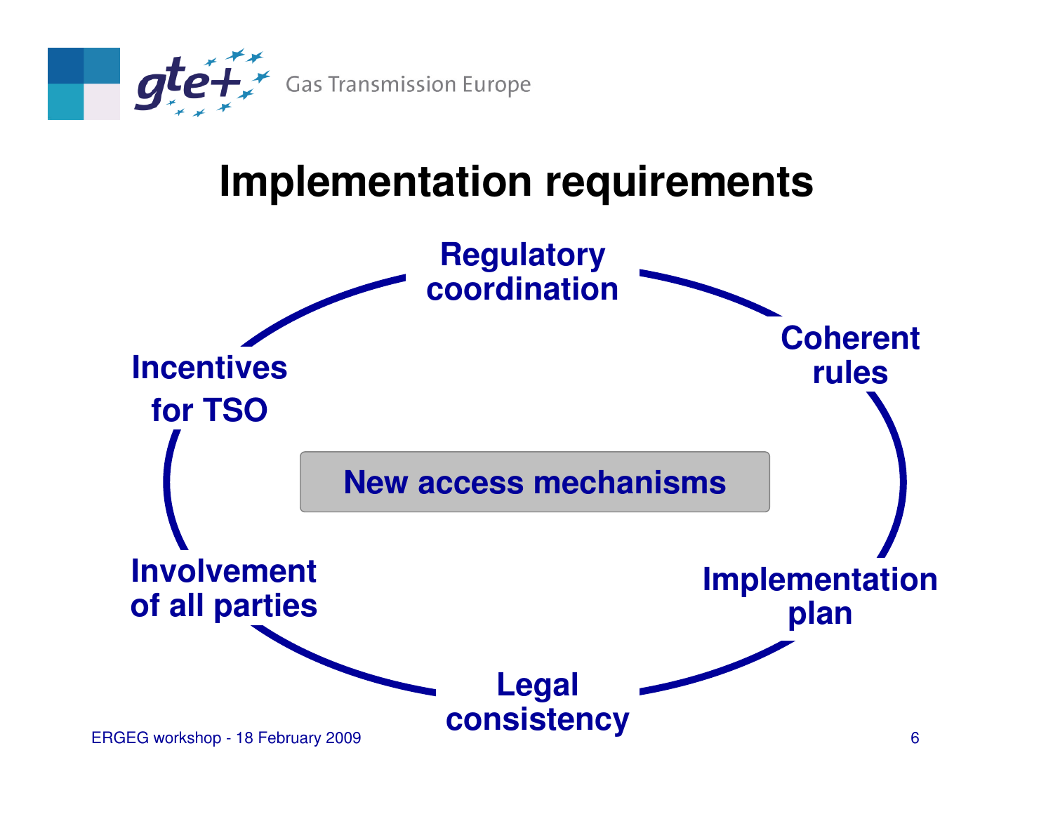# Implementation requirements

**New access mechanisms**

- **Regulatory coordination**
- **Coherent rules**
- **Implementation plan**
- **Legal consistency**
- **Involvement of all parties**
- **Incentives for TSO**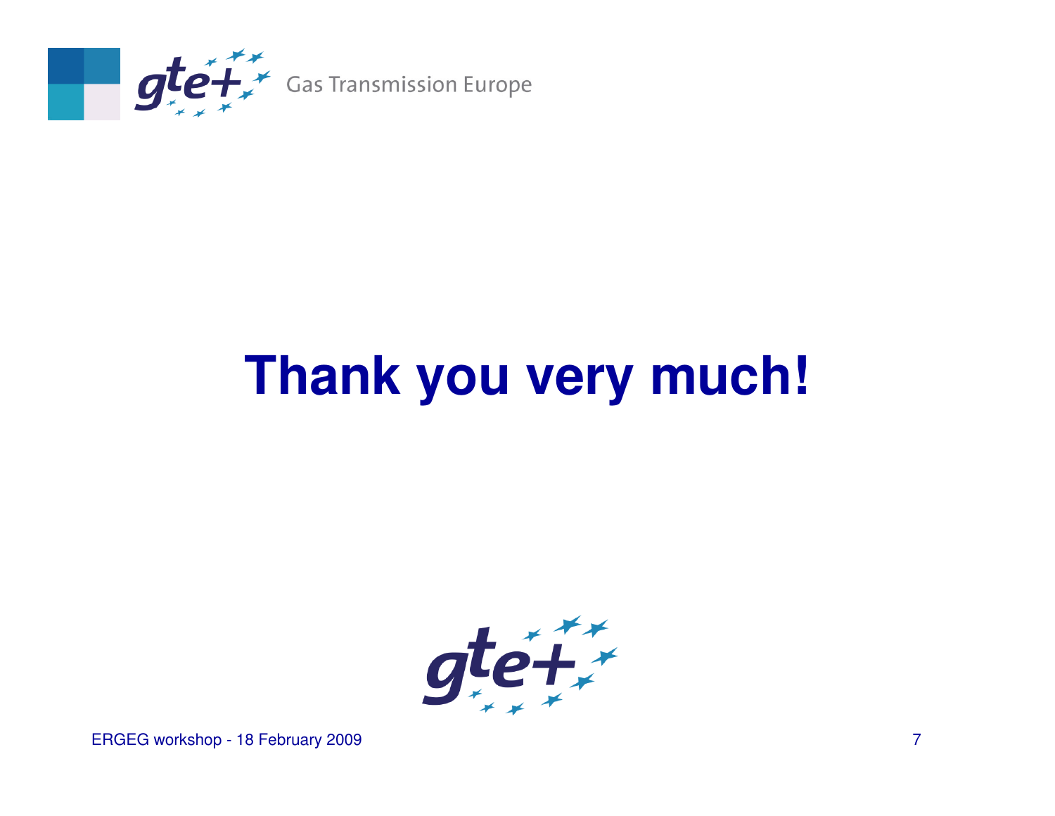# Thank you very much!